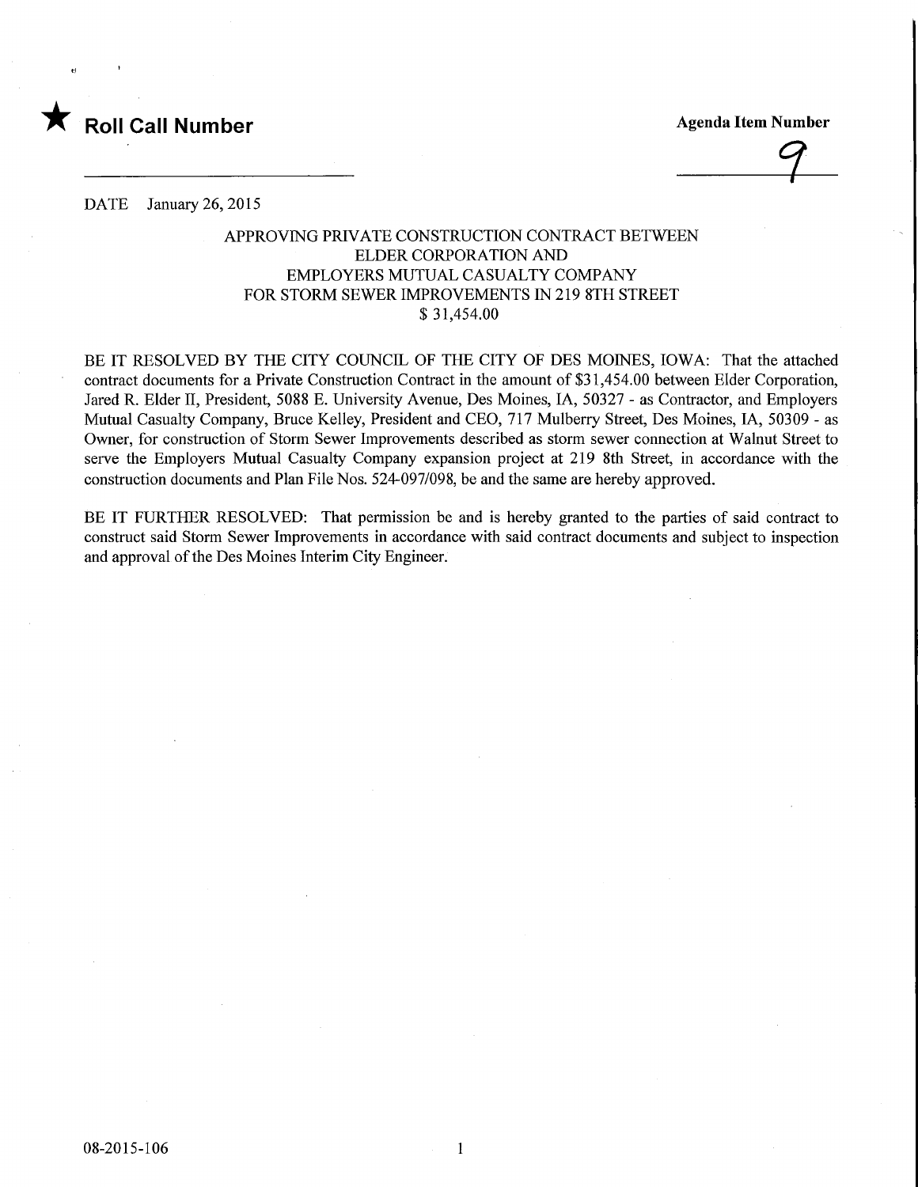★ **Roll Call Number**

**Agenda Item Number**

9

DATE January 26, 2015

APPROVING PRIVATE CONSTRUCTION CONTRACT BETWEEN ELDER CORPORATION AND EMPLOYERS MUTUAL CASUALTY COMPANY FOR STORM SEWER IMPROVEMENTS IN 219 8TH STREET
$ 31,454.00

BE IT RESOLVED BY THE CITY COUNCIL OF THE CITY OF DES MOINES, IOWA: That the attached contract documents for a Private Construction Contract in the amount of $31,454.00 between Elder Corporation, Jared R. Elder II, President, 5088 E. University Avenue, Des Moines, IA, 50327 - as Contractor, and Employers Mutual Casualty Company, Bruce Kelley, President and CEO, 717 Mulberry Street, Des Moines, IA, 50309 - as Owner, for construction of Storm Sewer Improvements described as storm sewer connection at Walnut Street to serve the Employers Mutual Casualty Company expansion project at 219 8th Street, in accordance with the construction documents and Plan File Nos. 524-097/098, be and the same are hereby approved.

BE IT FURTHER RESOLVED: That permission be and is hereby granted to the parties of said contract to construct said Storm Sewer Improvements in accordance with said contract documents and subject to inspection and approval of the Des Moines Interim City Engineer.

08-2015-106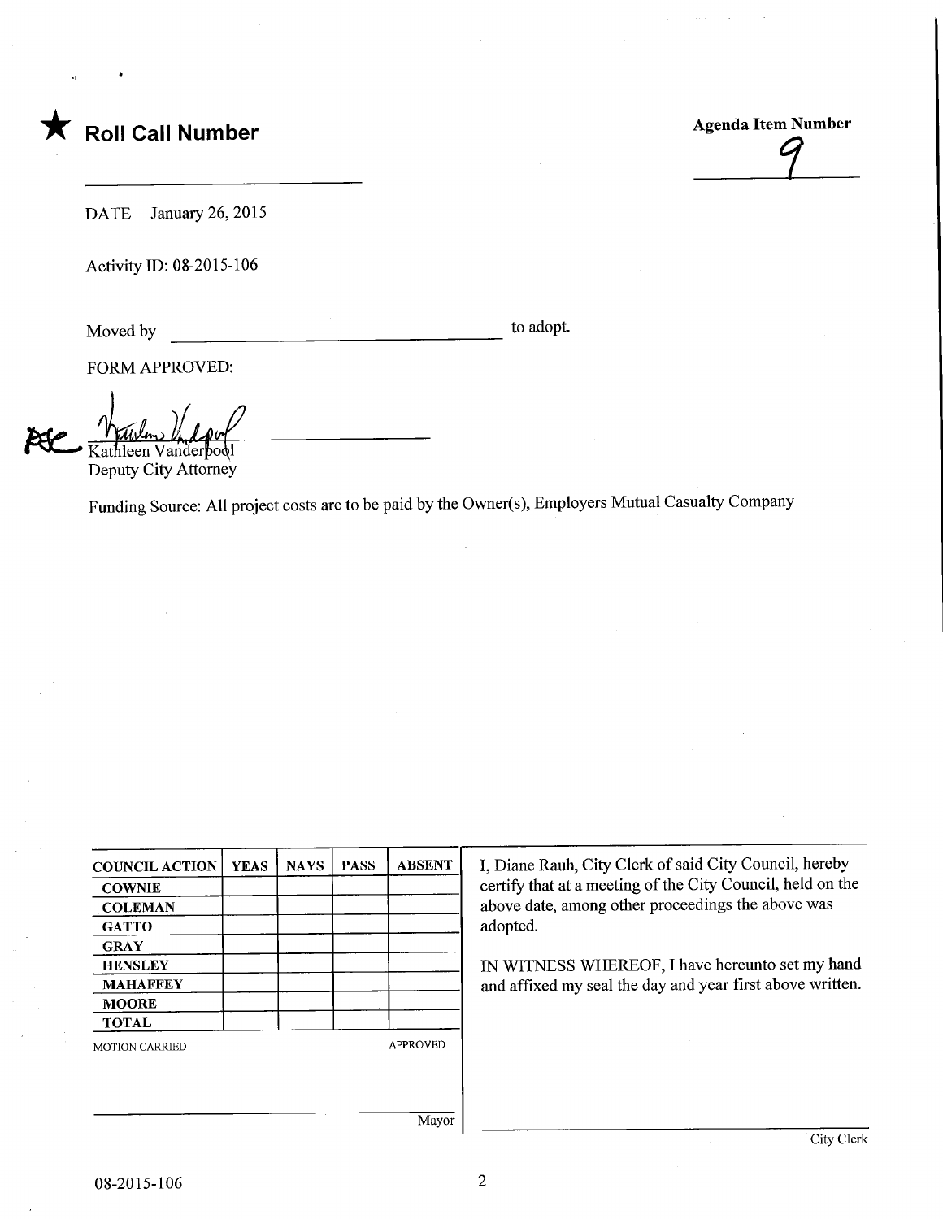★ **Roll Call Number**

**Agenda Item Number**

9

DATE January 26, 2015

Activity ID: 08-2015-106

Moved by ______________________________ to adopt.

FORM APPROVED:

Kathleen Vanderpool
Deputy City Attorney

Funding Source: All project costs are to be paid by the Owner(s), Employers Mutual Casualty Company

| COUNCIL ACTION | YEAS | NAYS | PASS | ABSENT |
|---|---|---|---|---|
| COWNIE | | | | |
| COLEMAN | | | | |
| GATTO | | | | |
| GRAY | | | | |
| HENSLEY | | | | |
| MAHAFFEY | | | | |
| MOORE | | | | |
| TOTAL | | | | |

MOTION CARRIED APPROVED

______________________________
Mayor

I, Diane Rauh, City Clerk of said City Council, hereby certify that at a meeting of the City Council, held on the above date, among other proceedings the above was adopted.

IN WITNESS WHEREOF, I have hereunto set my hand and affixed my seal the day and year first above written.

______________________________
City Clerk

08-2015-106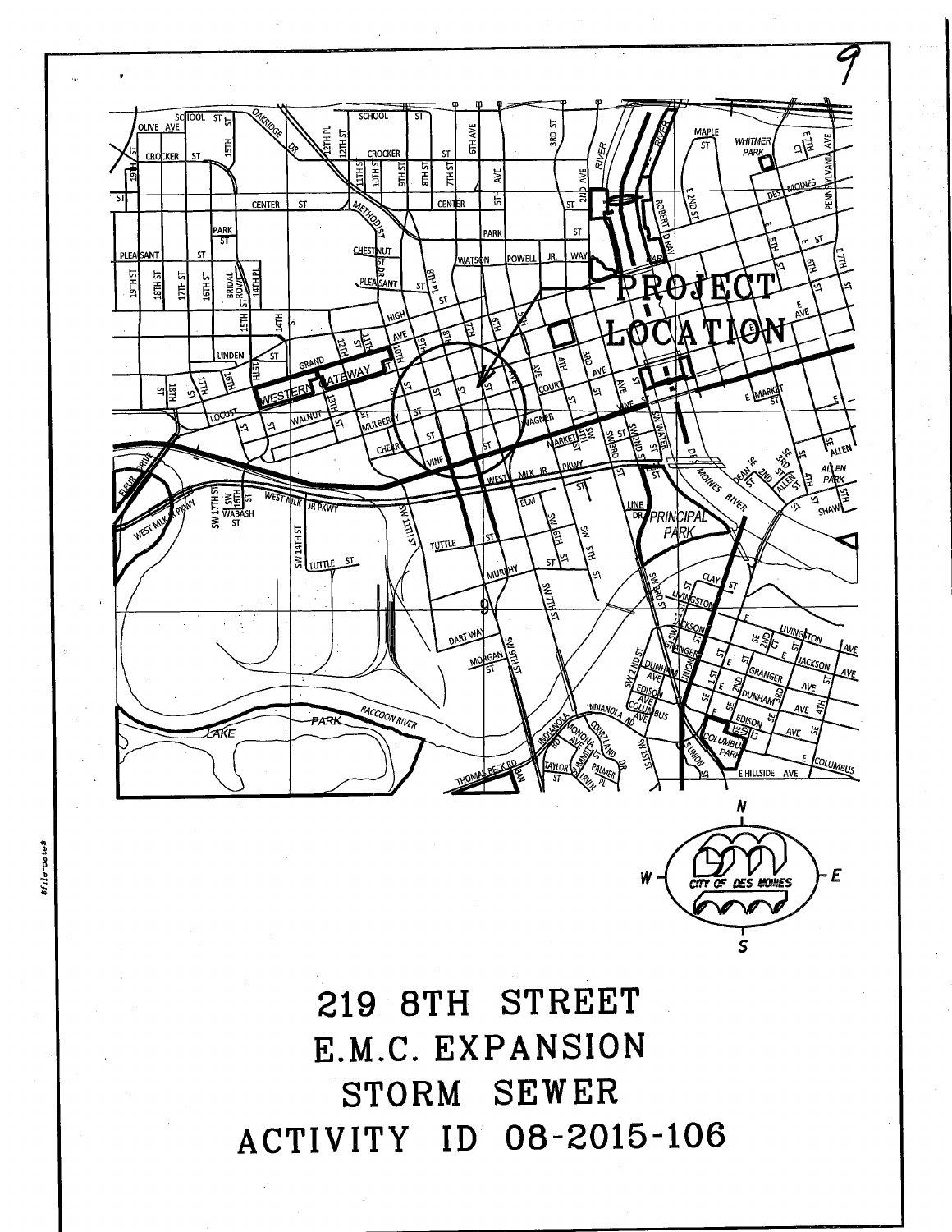9

PROJECT LOCATION

# 219 8TH STREET
# E.M.C. EXPANSION
# STORM SEWER
# ACTIVITY ID 08-2015-106